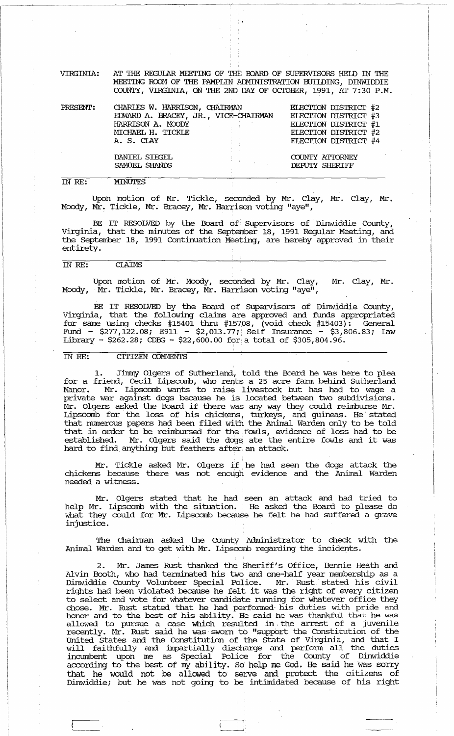VIRGINIA: AT THE REGULAR MEETING OF THE BOARD OF SUPERVISORS HELD IN THE MEETING ROOM OF THE PAMPLIN ADMINISTRATION BUILDING, DINWIDDIE COUNTY, VIRGINIA, ON THE 2ND DAY OF OCTOBER, 1991, AT 7:30 P.M.

| | | |
|---|---|---|
| PRESENT: | CHARLES W. HARRISON, CHAIRMAN | ELECTION DISTRICT #2 |
| | EDWARD A. BRACEY, JR., VICE-CHAIRMAN | ELECTION DISTRICT #3 |
| | HARRISON A. MOODY | ELECTION DISTRICT #1 |
| | MICHAEL H. TICKLE | ELECTION DISTRICT #2 |
| | A. S. CLAY | ELECTION DISTRICT #4 |
| | DANIEL SIEGEL | COUNTY ATTORNEY |
| | SAMUEL SHANDS | DEPUTY SHERIFF |

IN RE: MINUTES

Upon motion of Mr. Tickle, seconded by Mr. Clay, Mr. Clay, Mr. Moody, Mr. Tickle, Mr. Bracey, Mr. Harrison voting "aye",

BE IT RESOLVED by the Board of Supervisors of Dinwiddie County, Virginia, that the minutes of the September 18, 1991 Regular Meeting, and the September 18, 1991 Continuation Meeting, are hereby approved in their entirety.

IN RE: CLAIMS

Upon motion of Mr. Moody, seconded by Mr. Clay, Mr. Clay, Mr. Moody, Mr. Tickle, Mr. Bracey, Mr. Harrison voting "aye",

BE IT RESOLVED by the Board of Supervisors of Dinwiddie County, Virginia, that the following claims are approved and funds appropriated for same using checks #15401 thru #15708, (void check #15403): General Fund - $277,122.08; E911 - $2,013.77; Self Insurance - $3,806.83; Law Library - $262.28; CDBG - $22,600.00 for a total of $305,804.96.

IN RE: CITIZEN COMMENTS

1. Jimmy Olgers of Sutherland, told the Board he was here to plea for a friend, Cecil Lipscomb, who rents a 25 acre farm behind Sutherland Manor. Mr. Lipscomb wants to raise livestock but has had to wage a private war against dogs because he is located between two subdivisions. Mr. Olgers asked the Board if there was any way they could reimburse Mr. Lipscomb for the loss of his chickens, turkeys, and guineas. He stated that numerous papers had been filed with the Animal Warden only to be told that in order to be reimbursed for the fowls, evidence of loss had to be established. Mr. Olgers said the dogs ate the entire fowls and it was hard to find anything but feathers after an attack.

Mr. Tickle asked Mr. Olgers if he had seen the dogs attack the chickens because there was not enough evidence and the Animal Warden needed a witness.

Mr. Olgers stated that he had seen an attack and had tried to help Mr. Lipscomb with the situation. He asked the Board to please do what they could for Mr. Lipscomb because he felt he had suffered a grave injustice.

The Chairman asked the County Administrator to check with the Animal Warden and to get with Mr. Lipscomb regarding the incidents.

2. Mr. James Rust thanked the Sheriff's Office, Bennie Heath and Alvin Booth, who had terminated his two and one-half year membership as a Dinwiddie County Volunteer Special Police. Mr. Rust stated his civil rights had been violated because he felt it was the right of every citizen to select and vote for whatever candidate running for whatever office they chose. Mr. Rust stated that he had performed his duties with pride and honor and to the best of his ability. He said he was thankful that he was allowed to pursue a case which resulted in the arrest of a juvenile recently. Mr. Rust said he was sworn to "support the Constitution of the United States and the Constitution of the State of Virginia, and that I will faithfully and impartially discharge and perform all the duties incumbent upon me as Special Police for the County of Dinwiddie according to the best of my ability. So help me God. He said he was sorry that he would not be allowed to serve and protect the citizens of Dinwiddie; but he was not going to be intimidated because of his right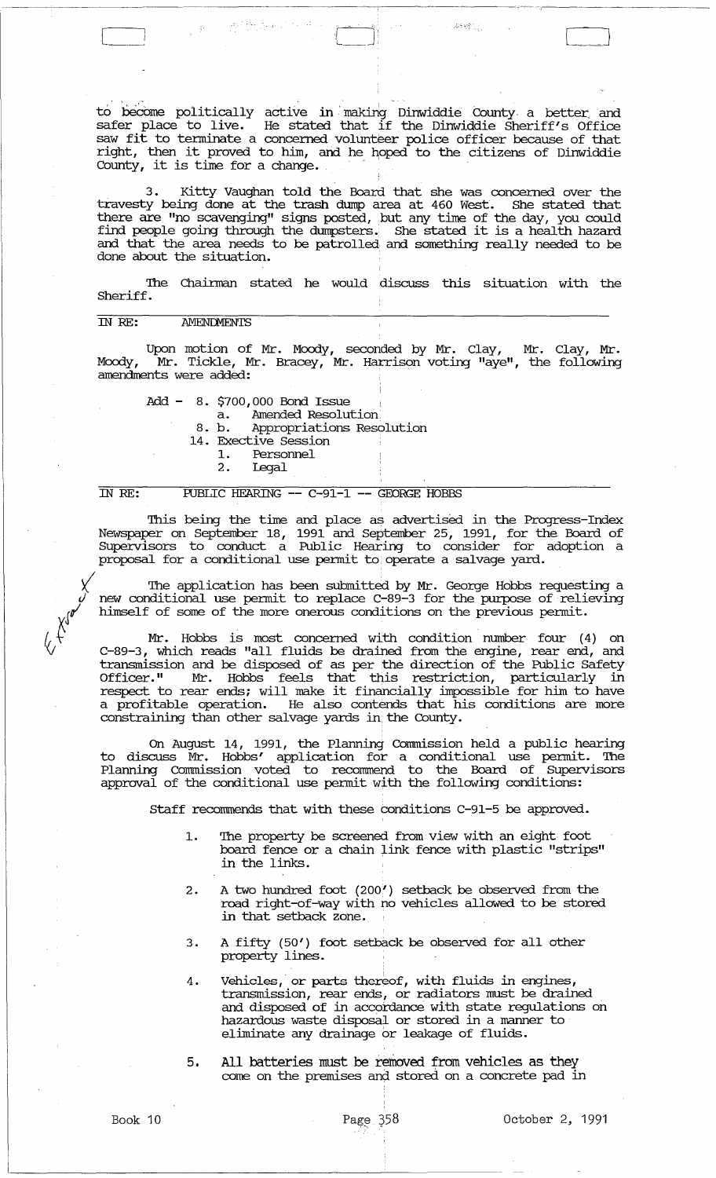to become politically active in making Dinwiddie County a better and safer place to live. He stated that if the Dinwiddie Sheriff's Office saw fit to terminate a concerned volunteer police officer because of that right, then it proved to him, and he hoped to the citizens of Dinwiddie County, it is time for a change.

3. Kitty Vaughan told the Board that she was concerned over the travesty being done at the trash dump area at 460 West. She stated that there are "no scavenging" signs posted, but any time of the day, you could find people going through the dumpsters. She stated it is a health hazard and that the area needs to be patrolled and something really needed to be done about the situation.

The Chairman stated he would discuss this situation with the Sheriff.

IN RE: AMENDMENTS

Upon motion of Mr. Moody, seconded by Mr. Clay, Mr. Clay, Mr. Moody, Mr. Tickle, Mr. Bracey, Mr. Harrison voting "aye", the following amendments were added:

Add - 8. $700,000 Bond Issue
- a. Amended Resolution
- 8. b. Appropriations Resolution
- 14. Exective Session
  1. Personnel
  2. Legal

IN RE: PUBLIC HEARING -- C-91-1 -- GEORGE HOBBS

This being the time and place as advertised in the Progress-Index Newspaper on September 18, 1991 and September 25, 1991, for the Board of Supervisors to conduct a Public Hearing to consider for adoption a proposal for a conditional use permit to operate a salvage yard.

The application has been submitted by Mr. George Hobbs requesting a new conditional use permit to replace C-89-3 for the purpose of relieving himself of some of the more onerous conditions on the previous permit.

Mr. Hobbs is most concerned with condition number four (4) on C-89-3, which reads "all fluids be drained from the engine, rear end, and transmission and be disposed of as per the direction of the Public Safety Officer." Mr. Hobbs feels that this restriction, particularly in respect to rear ends; will make it financially impossible for him to have a profitable operation. He also contends that his conditions are more constraining than other salvage yards in the County.

On August 14, 1991, the Planning Commission held a public hearing to discuss Mr. Hobbs' application for a conditional use permit. The Planning Commission voted to recommend to the Board of Supervisors approval of the conditional use permit with the following conditions:

Staff recommends that with these conditions C-91-5 be approved.

1. The property be screened from view with an eight foot board fence or a chain link fence with plastic "strips" in the links.

2. A two hundred foot (200') setback be observed from the road right-of-way with no vehicles allowed to be stored in that setback zone.

3. A fifty (50') foot setback be observed for all other property lines.

4. Vehicles, or parts thereof, with fluids in engines, transmission, rear ends, or radiators must be drained and disposed of in accordance with state regulations on hazardous waste disposal or stored in a manner to eliminate any drainage or leakage of fluids.

5. All batteries must be removed from vehicles as they come on the premises and stored on a concrete pad in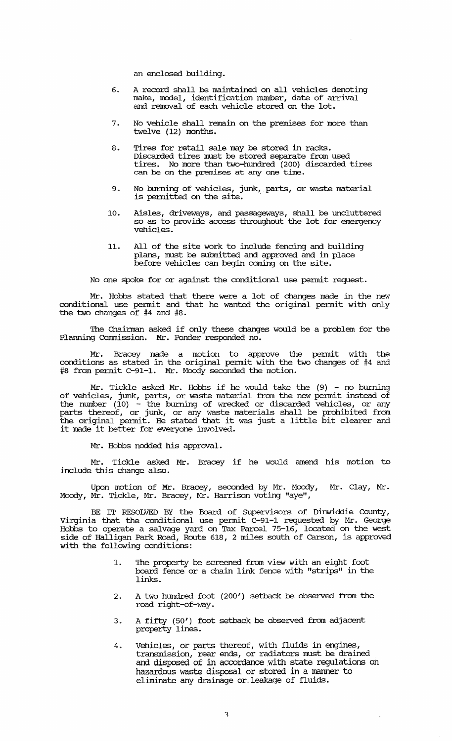an enclosed building.

6. A record shall be maintained on all vehicles denoting make, model, identification number, date of arrival and removal of each vehicle stored on the lot.

7. No vehicle shall remain on the premises for more than twelve (12) months.

8. Tires for retail sale may be stored in racks. Discarded tires must be stored separate from used tires. No more than two-hundred (200) discarded tires can be on the premises at any one time.

9. No burning of vehicles, junk, parts, or waste material is permitted on the site.

10. Aisles, driveways, and passageways, shall be uncluttered so as to provide access throughout the lot for emergency vehicles.

11. All of the site work to include fencing and building plans, must be submitted and approved and in place before vehicles can begin coming on the site.

No one spoke for or against the conditional use permit request.

Mr. Hobbs stated that there were a lot of changes made in the new conditional use permit and that he wanted the original permit with only the two changes of #4 and #8.

The Chairman asked if only these changes would be a problem for the Planning Commission. Mr. Ponder responded no.

Mr. Bracey made a motion to approve the permit with the conditions as stated in the original permit with the two changes of #4 and #8 from permit C-91-1. Mr. Moody seconded the motion.

Mr. Tickle asked Mr. Hobbs if he would take the (9) - no burning of vehicles, junk, parts, or waste material from the new permit instead of the number (10) - the burning of wrecked or discarded vehicles, or any parts thereof, or junk, or any waste materials shall be prohibited from the original permit. He stated that it was just a little bit clearer and it made it better for everyone involved.

Mr. Hobbs nodded his approval.

Mr. Tickle asked Mr. Bracey if he would amend his motion to include this change also.

Upon motion of Mr. Bracey, seconded by Mr. Moody, Mr. Clay, Mr. Moody, Mr. Tickle, Mr. Bracey, Mr. Harrison voting "aye",

BE IT RESOLVED BY the Board of Supervisors of Dinwiddie County, Virginia that the conditional use permit C-91-1 requested by Mr. George Hobbs to operate a salvage yard on Tax Parcel 75-16, located on the west side of Halligan Park Road, Route 618, 2 miles south of Carson, is approved with the following conditions:

1. The property be screened from view with an eight foot board fence or a chain link fence with "strips" in the links.

2. A two hundred foot (200') setback be observed from the road right-of-way.

3. A fifty (50') foot setback be observed from adjacent property lines.

4. Vehicles, or parts thereof, with fluids in engines, transmission, rear ends, or radiators must be drained and disposed of in accordance with state regulations on hazardous waste disposal or stored in a manner to eliminate any drainage or leakage of fluids.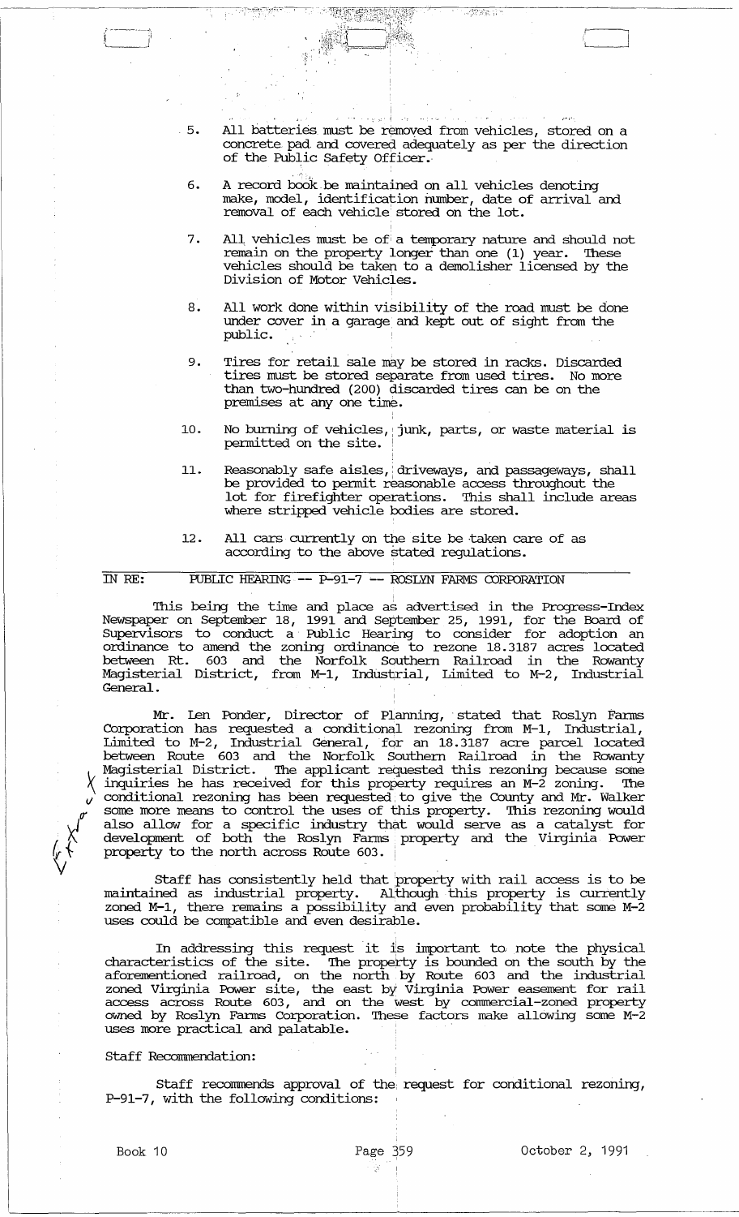5. All batteries must be removed from vehicles, stored on a concrete pad and covered adequately as per the direction of the Public Safety Officer.

6. A record book be maintained on all vehicles denoting make, model, identification number, date of arrival and removal of each vehicle stored on the lot.

7. All vehicles must be of a temporary nature and should not remain on the property longer than one (1) year. These vehicles should be taken to a demolisher licensed by the Division of Motor Vehicles.

8. All work done within visibility of the road must be done under cover in a garage and kept out of sight from the public.

9. Tires for retail sale may be stored in racks. Discarded tires must be stored separate from used tires. No more than two-hundred (200) discarded tires can be on the premises at any one time.

10. No burning of vehicles, junk, parts, or waste material is permitted on the site.

11. Reasonably safe aisles, driveways, and passageways, shall be provided to permit reasonable access throughout the lot for firefighter operations. This shall include areas where stripped vehicle bodies are stored.

12. All cars currently on the site be taken care of as according to the above stated regulations.

IN RE: PUBLIC HEARING -- P-91-7 -- ROSLYN FARMS CORPORATION

This being the time and place as advertised in the Progress-Index Newspaper on September 18, 1991 and September 25, 1991, for the Board of Supervisors to conduct a Public Hearing to consider for adoption an ordinance to amend the zoning ordinance to rezone 18.3187 acres located between Rt. 603 and the Norfolk Southern Railroad in the Rowanty Magisterial District, from M-1, Industrial, Limited to M-2, Industrial General.

Mr. Len Ponder, Director of Planning, stated that Roslyn Farms Corporation has requested a conditional rezoning from M-1, Industrial, Limited to M-2, Industrial General, for an 18.3187 acre parcel located between Route 603 and the Norfolk Southern Railroad in the Rowanty Magisterial District. The applicant requested this rezoning because some inquiries he has received for this property requires an M-2 zoning. The conditional rezoning has been requested to give the County and Mr. Walker some more means to control the uses of this property. This rezoning would also allow for a specific industry that would serve as a catalyst for development of both the Roslyn Farms property and the Virginia Power property to the north across Route 603.

Staff has consistently held that property with rail access is to be maintained as industrial property. Although this property is currently zoned M-1, there remains a possibility and even probability that some M-2 uses could be compatible and even desirable.

In addressing this request it is important to note the physical characteristics of the site. The property is bounded on the south by the aforementioned railroad, on the north by Route 603 and the industrial zoned Virginia Power site, the east by Virginia Power easement for rail access across Route 603, and on the west by commercial-zoned property owned by Roslyn Farms Corporation. These factors make allowing some M-2 uses more practical and palatable.

Staff Recommendation:

Staff recommends approval of the request for conditional rezoning, P-91-7, with the following conditions:

Book 10 Page 359 October 2, 1991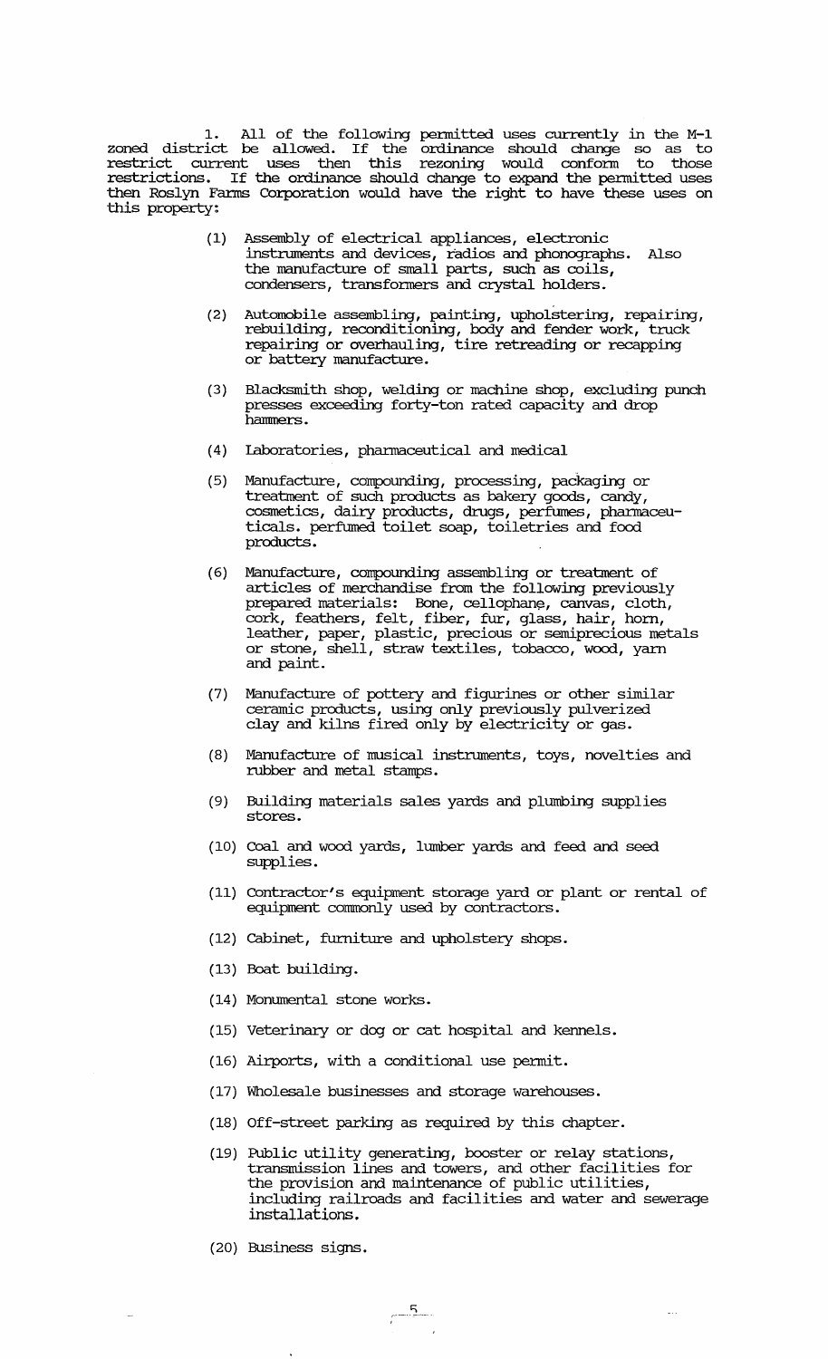1. All of the following permitted uses currently in the M-1 zoned district be allowed. If the ordinance should change so as to restrict current uses then this rezoning would conform to those restrictions. If the ordinance should change to expand the permitted uses then Roslyn Farms Corporation would have the right to have these uses on this property:

(1) Assembly of electrical appliances, electronic instruments and devices, radios and phonographs. Also the manufacture of small parts, such as coils, condensers, transformers and crystal holders.

(2) Automobile assembling, painting, upholstering, repairing, rebuilding, reconditioning, body and fender work, truck repairing or overhauling, tire retreading or recapping or battery manufacture.

(3) Blacksmith shop, welding or machine shop, excluding punch presses exceeding forty-ton rated capacity and drop hammers.

(4) Laboratories, pharmaceutical and medical

(5) Manufacture, compounding, processing, packaging or treatment of such products as bakery goods, candy, cosmetics, dairy products, drugs, perfumes, pharmaceuticals. perfumed toilet soap, toiletries and food products.

(6) Manufacture, compounding assembling or treatment of articles of merchandise from the following previously prepared materials: Bone, cellophane, canvas, cloth, cork, feathers, felt, fiber, fur, glass, hair, horn, leather, paper, plastic, precious or semiprecious metals or stone, shell, straw textiles, tobacco, wood, yarn and paint.

(7) Manufacture of pottery and figurines or other similar ceramic products, using only previously pulverized clay and kilns fired only by electricity or gas.

(8) Manufacture of musical instruments, toys, novelties and rubber and metal stamps.

(9) Building materials sales yards and plumbing supplies stores.

(10) Coal and wood yards, lumber yards and feed and seed supplies.

(11) Contractor's equipment storage yard or plant or rental of equipment commonly used by contractors.

(12) Cabinet, furniture and upholstery shops.

(13) Boat building.

(14) Monumental stone works.

(15) Veterinary or dog or cat hospital and kennels.

(16) Airports, with a conditional use permit.

(17) Wholesale businesses and storage warehouses.

(18) Off-street parking as required by this chapter.

(19) Public utility generating, booster or relay stations, transmission lines and towers, and other facilities for the provision and maintenance of public utilities, including railroads and facilities and water and sewerage installations.

(20) Business signs.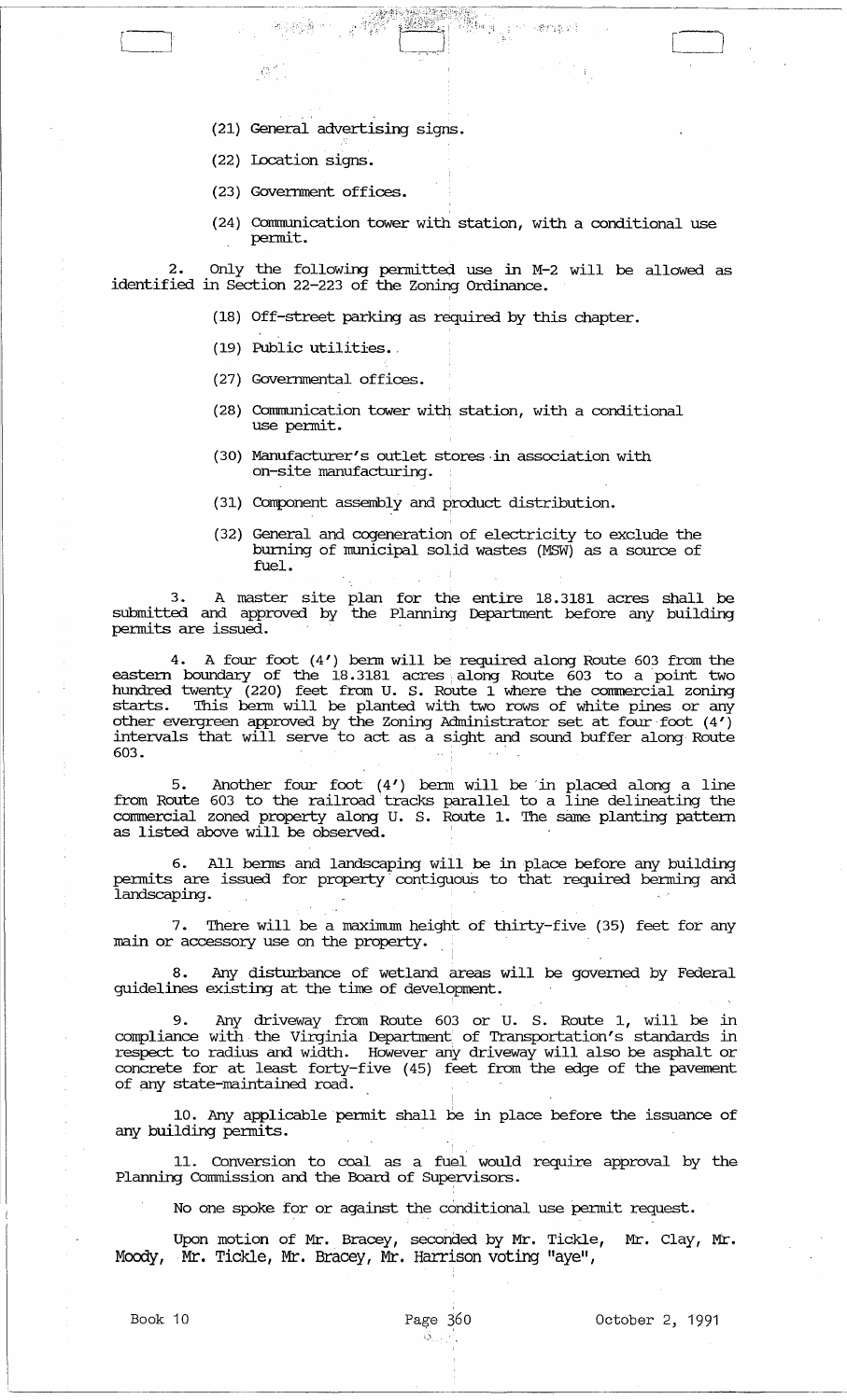(21) General advertising signs.

(22) Location signs.

(23) Government offices.

(24) Communication tower with station, with a conditional use permit.

2. Only the following permitted use in M-2 will be allowed as identified in Section 22-223 of the Zoning Ordinance.

(18) Off-street parking as required by this chapter.

(19) Public utilities.

(27) Governmental offices.

(28) Communication tower with station, with a conditional use permit.

(30) Manufacturer's outlet stores in association with on-site manufacturing.

(31) Component assembly and product distribution.

(32) General and cogeneration of electricity to exclude the burning of municipal solid wastes (MSW) as a source of fuel.

3. A master site plan for the entire 18.3181 acres shall be submitted and approved by the Planning Department before any building permits are issued.

4. A four foot (4') berm will be required along Route 603 from the eastern boundary of the 18.3181 acres along Route 603 to a point two hundred twenty (220) feet from U. S. Route 1 where the commercial zoning starts. This berm will be planted with two rows of white pines or any other evergreen approved by the Zoning Administrator set at four foot (4') intervals that will serve to act as a sight and sound buffer along Route 603.

5. Another four foot (4') berm will be in placed along a line from Route 603 to the railroad tracks parallel to a line delineating the commercial zoned property along U. S. Route 1. The same planting pattern as listed above will be observed.

6. All berms and landscaping will be in place before any building permits are issued for property contiguous to that required berming and landscaping.

7. There will be a maximum height of thirty-five (35) feet for any main or accessory use on the property.

8. Any disturbance of wetland areas will be governed by Federal guidelines existing at the time of development.

9. Any driveway from Route 603 or U. S. Route 1, will be in compliance with the Virginia Department of Transportation's standards in respect to radius and width. However any driveway will also be asphalt or concrete for at least forty-five (45) feet from the edge of the pavement of any state-maintained road.

10. Any applicable permit shall be in place before the issuance of any building permits.

11. Conversion to coal as a fuel would require approval by the Planning Commission and the Board of Supervisors.

No one spoke for or against the conditional use permit request.

Upon motion of Mr. Bracey, seconded by Mr. Tickle, Mr. Clay, Mr. Moody, Mr. Tickle, Mr. Bracey, Mr. Harrison voting "aye",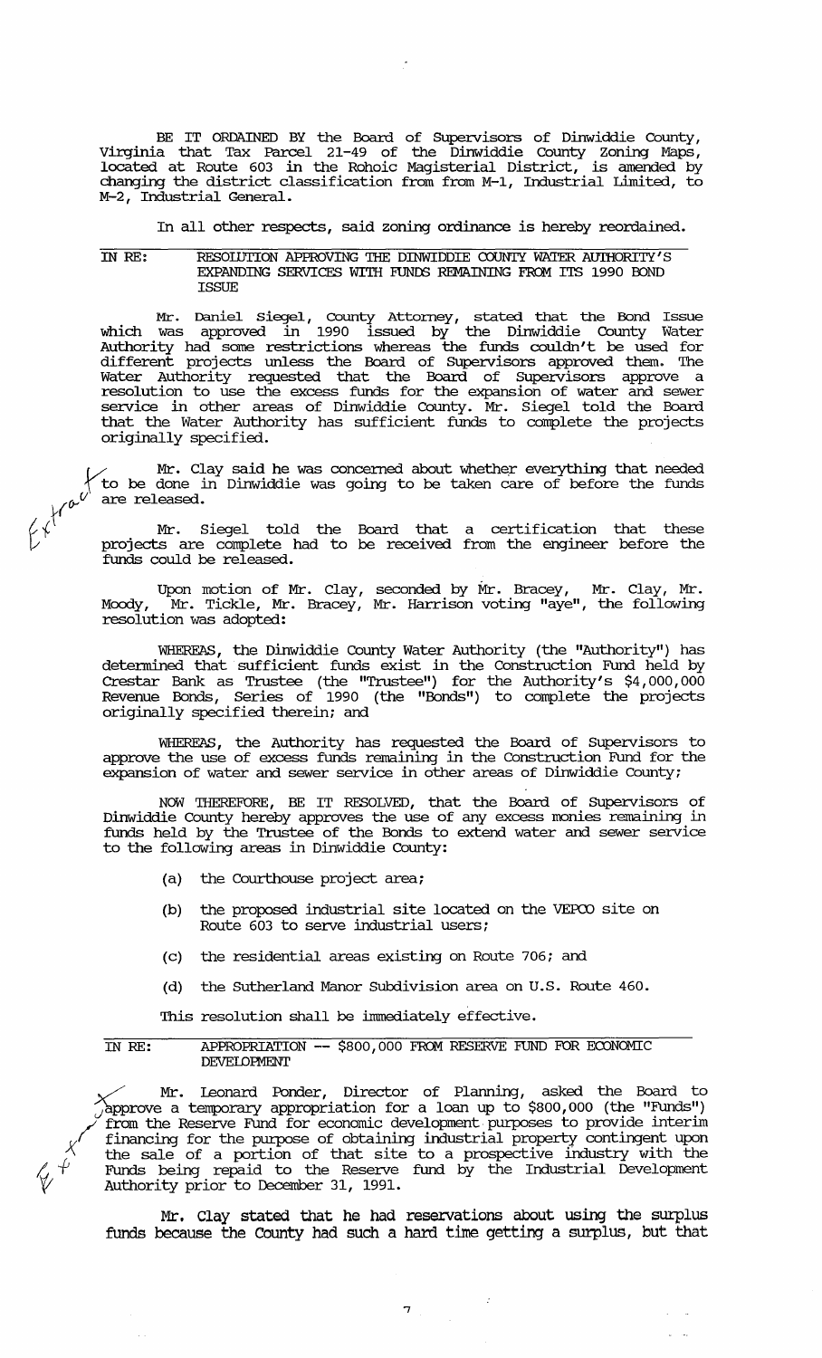BE IT ORDAINED BY the Board of Supervisors of Dinwiddie County, Virginia that Tax Parcel 21-49 of the Dinwiddie County Zoning Maps, located at Route 603 in the Rohoic Magisterial District, is amended by changing the district classification from from M-1, Industrial Limited, to M-2, Industrial General.

In all other respects, said zoning ordinance is hereby reordained.

IN RE: RESOLUTION APPROVING THE DINWIDDIE COUNTY WATER AUTHORITY'S EXPANDING SERVICES WITH FUNDS REMAINING FROM ITS 1990 BOND ISSUE

Mr. Daniel Siegel, County Attorney, stated that the Bond Issue which was approved in 1990 issued by the Dinwiddie County Water Authority had some restrictions whereas the funds couldn't be used for different projects unless the Board of Supervisors approved them. The Water Authority requested that the Board of Supervisors approve a resolution to use the excess funds for the expansion of water and sewer service in other areas of Dinwiddie County. Mr. Siegel told the Board that the Water Authority has sufficient funds to complete the projects originally specified.

Mr. Clay said he was concerned about whether everything that needed to be done in Dinwiddie was going to be taken care of before the funds are released.

Mr. Siegel told the Board that a certification that these projects are complete had to be received from the engineer before the funds could be released.

Upon motion of Mr. Clay, seconded by Mr. Bracey, Mr. Clay, Mr. Moody, Mr. Tickle, Mr. Bracey, Mr. Harrison voting "aye", the following resolution was adopted:

WHEREAS, the Dinwiddie County Water Authority (the "Authority") has determined that sufficient funds exist in the Construction Fund held by Crestar Bank as Trustee (the "Trustee") for the Authority's $4,000,000 Revenue Bonds, Series of 1990 (the "Bonds") to complete the projects originally specified therein; and

WHEREAS, the Authority has requested the Board of Supervisors to approve the use of excess funds remaining in the Construction Fund for the expansion of water and sewer service in other areas of Dinwiddie County;

NOW THEREFORE, BE IT RESOLVED, that the Board of Supervisors of Dinwiddie County hereby approves the use of any excess monies remaining in funds held by the Trustee of the Bonds to extend water and sewer service to the following areas in Dinwiddie County:

(a) the Courthouse project area;

(b) the proposed industrial site located on the VEPCO site on Route 603 to serve industrial users;

(c) the residential areas existing on Route 706; and

(d) the Sutherland Manor Subdivision area on U.S. Route 460.

This resolution shall be immediately effective.

IN RE: APPROPRIATION -- $800,000 FROM RESERVE FUND FOR ECONOMIC DEVELOPMENT

Mr. Leonard Ponder, Director of Planning, asked the Board to approve a temporary appropriation for a loan up to $800,000 (the "Funds") from the Reserve Fund for economic development purposes to provide interim financing for the purpose of obtaining industrial property contingent upon the sale of a portion of that site to a prospective industry with the Funds being repaid to the Reserve fund by the Industrial Development Authority prior to December 31, 1991.

Mr. Clay stated that he had reservations about using the surplus funds because the County had such a hard time getting a surplus, but that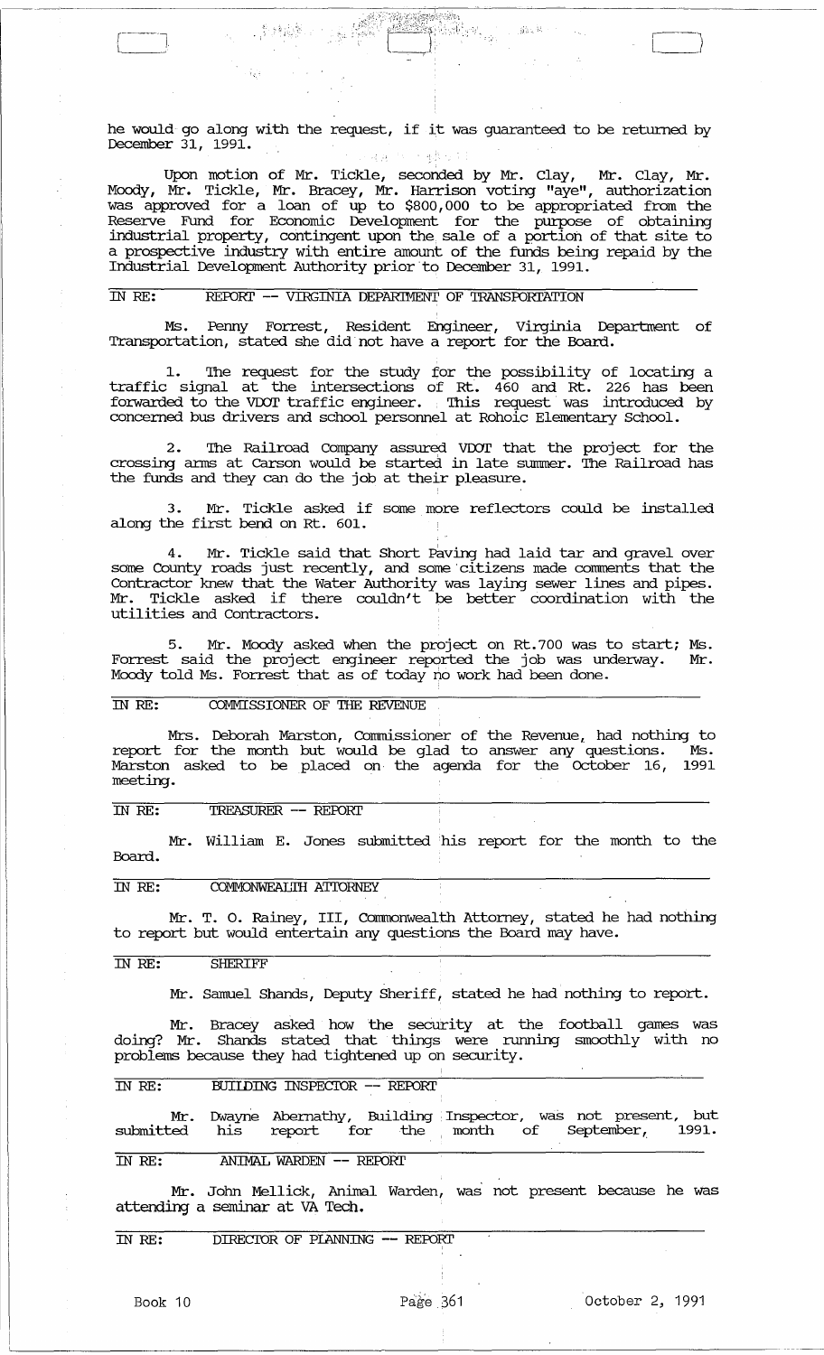he would go along with the request, if it was guaranteed to be returned by December 31, 1991.

Upon motion of Mr. Tickle, seconded by Mr. Clay, Mr. Clay, Mr. Moody, Mr. Tickle, Mr. Bracey, Mr. Harrison voting "aye", authorization was approved for a loan of up to $800,000 to be appropriated from the Reserve Fund for Economic Development for the purpose of obtaining industrial property, contingent upon the sale of a portion of that site to a prospective industry with entire amount of the funds being repaid by the Industrial Development Authority prior to December 31, 1991.

IN RE: REPORT -- VIRGINIA DEPARTMENT OF TRANSPORTATION

Ms. Penny Forrest, Resident Engineer, Virginia Department of Transportation, stated she did not have a report for the Board.

1. The request for the study for the possibility of locating a traffic signal at the intersections of Rt. 460 and Rt. 226 has been forwarded to the VDOT traffic engineer. This request was introduced by concerned bus drivers and school personnel at Rohoic Elementary School.

2. The Railroad Company assured VDOT that the project for the crossing arms at Carson would be started in late summer. The Railroad has the funds and they can do the job at their pleasure.

3. Mr. Tickle asked if some more reflectors could be installed along the first bend on Rt. 601.

4. Mr. Tickle said that Short Paving had laid tar and gravel over some County roads just recently, and some citizens made comments that the Contractor knew that the Water Authority was laying sewer lines and pipes. Mr. Tickle asked if there couldn't be better coordination with the utilities and Contractors.

5. Mr. Moody asked when the project on Rt.700 was to start; Ms. Forrest said the project engineer reported the job was underway. Mr. Moody told Ms. Forrest that as of today no work had been done.

IN RE: COMMISSIONER OF THE REVENUE

Mrs. Deborah Marston, Commissioner of the Revenue, had nothing to report for the month but would be glad to answer any questions. Ms. Marston asked to be placed on the agenda for the October 16, 1991 meeting.

IN RE: TREASURER -- REPORT

Mr. William E. Jones submitted his report for the month to the Board.

IN RE: COMMONWEALTH ATTORNEY

Mr. T. O. Rainey, III, Commonwealth Attorney, stated he had nothing to report but would entertain any questions the Board may have.

IN RE: SHERIFF

Mr. Samuel Shands, Deputy Sheriff, stated he had nothing to report.

Mr. Bracey asked how the security at the football games was doing? Mr. Shands stated that things were running smoothly with no problems because they had tightened up on security.

IN RE: BUILDING INSPECTOR -- REPORT

Mr. Dwayne Abernathy, Building Inspector, was not present, but submitted his report for the month of September, 1991.

IN RE: ANIMAL WARDEN -- REPORT

Mr. John Mellick, Animal Warden, was not present because he was attending a seminar at VA Tech.

IN RE: DIRECTOR OF PLANNING -- REPORT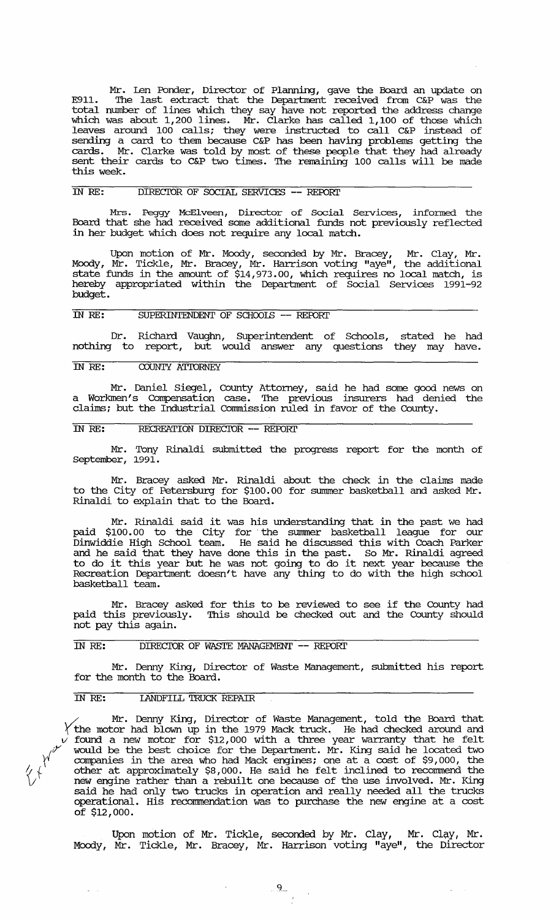Mr. Len Ponder, Director of Planning, gave the Board an update on E911. The last extract that the Department received from C&P was the total number of lines which they say have not reported the address change which was about 1,200 lines. Mr. Clarke has called 1,100 of those which leaves around 100 calls; they were instructed to call C&P instead of sending a card to them because C&P has been having problems getting the cards. Mr. Clarke was told by most of these people that they had already sent their cards to C&P two times. The remaining 100 calls will be made this week.

IN RE: DIRECTOR OF SOCIAL SERVICES -- REPORT

Mrs. Peggy McElveen, Director of Social Services, informed the Board that she had received some additional funds not previously reflected in her budget which does not require any local match.

Upon motion of Mr. Moody, seconded by Mr. Bracey, Mr. Clay, Mr. Moody, Mr. Tickle, Mr. Bracey, Mr. Harrison voting "aye", the additional state funds in the amount of $14,973.00, which requires no local match, is hereby appropriated within the Department of Social Services 1991-92 budget.

IN RE: SUPERINTENDENT OF SCHOOLS -- REPORT

Dr. Richard Vaughn, Superintendent of Schools, stated he had nothing to report, but would answer any questions they may have.

IN RE: COUNTY ATTORNEY

Mr. Daniel Siegel, County Attorney, said he had some good news on a Workmen's Compensation case. The previous insurers had denied the claims; but the Industrial Commission ruled in favor of the County.

IN RE: RECREATION DIRECTOR -- REPORT

Mr. Tony Rinaldi submitted the progress report for the month of September, 1991.

Mr. Bracey asked Mr. Rinaldi about the check in the claims made to the City of Petersburg for $100.00 for summer basketball and asked Mr. Rinaldi to explain that to the Board.

Mr. Rinaldi said it was his understanding that in the past we had paid $100.00 to the City for the summer basketball league for our Dinwiddie High School team. He said he discussed this with Coach Parker and he said that they have done this in the past. So Mr. Rinaldi agreed to do it this year but he was not going to do it next year because the Recreation Department doesn't have any thing to do with the high school basketball team.

Mr. Bracey asked for this to be reviewed to see if the County had paid this previously. This should be checked out and the County should not pay this again.

IN RE: DIRECTOR OF WASTE MANAGEMENT -- REPORT

Mr. Denny King, Director of Waste Management, submitted his report for the month to the Board.

IN RE: LANDFILL TRUCK REPAIR

Mr. Denny King, Director of Waste Management, told the Board that the motor had blown up in the 1979 Mack truck. He had checked around and found a new motor for $12,000 with a three year warranty that he felt would be the best choice for the Department. Mr. King said he located two companies in the area who had Mack engines; one at a cost of $9,000, the other at approximately $8,000. He said he felt inclined to recommend the new engine rather than a rebuilt one because of the use involved. Mr. King said he had only two trucks in operation and really needed all the trucks operational. His recommendation was to purchase the new engine at a cost of $12,000.

Upon motion of Mr. Tickle, seconded by Mr. Clay, Mr. Clay, Mr. Moody, Mr. Tickle, Mr. Bracey, Mr. Harrison voting "aye", the Director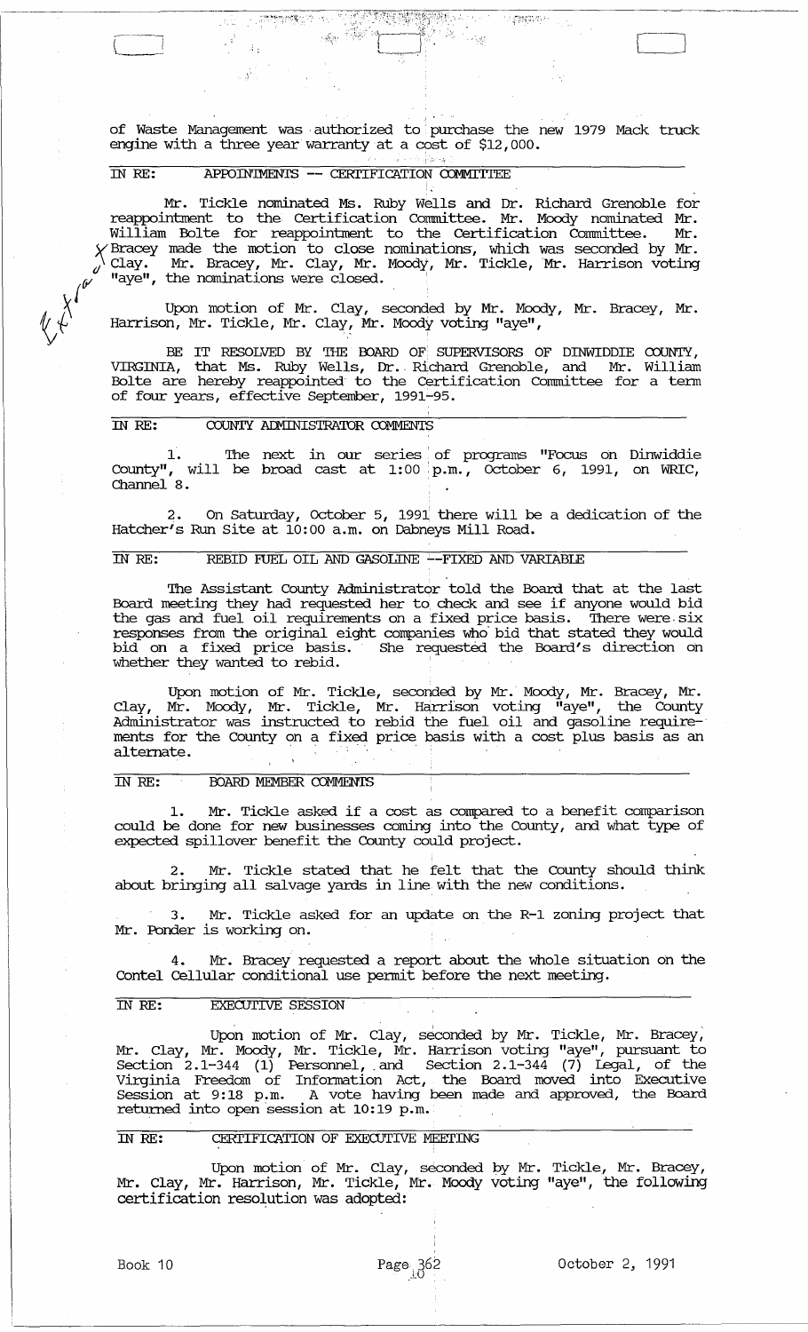of Waste Management was authorized to purchase the new 1979 Mack truck engine with a three year warranty at a cost of $12,000.

IN RE: APPOINTMENTS -- CERTIFICATION COMMITTEE

Mr. Tickle nominated Ms. Ruby Wells and Dr. Richard Grenoble for reappointment to the Certification Committee. Mr. Moody nominated Mr. William Bolte for reappointment to the Certification Committee. Mr. Bracey made the motion to close nominations, which was seconded by Mr. Clay. Mr. Bracey, Mr. Clay, Mr. Moody, Mr. Tickle, Mr. Harrison voting "aye", the nominations were closed.

Upon motion of Mr. Clay, seconded by Mr. Moody, Mr. Bracey, Mr. Harrison, Mr. Tickle, Mr. Clay, Mr. Moody voting "aye",

BE IT RESOLVED BY THE BOARD OF SUPERVISORS OF DINWIDDIE COUNTY, VIRGINIA, that Ms. Ruby Wells, Dr. Richard Grenoble, and Mr. William Bolte are hereby reappointed to the Certification Committee for a term of four years, effective September, 1991-95.

IN RE: COUNTY ADMINISTRATOR COMMENTS

1. The next in our series of programs "Focus on Dinwiddie County", will be broad cast at 1:00 p.m., October 6, 1991, on WRIC, Channel 8.

2. On Saturday, October 5, 1991 there will be a dedication of the Hatcher's Run Site at 10:00 a.m. on Dabneys Mill Road.

IN RE: REBID FUEL OIL AND GASOLINE --FIXED AND VARIABLE

The Assistant County Administrator told the Board that at the last Board meeting they had requested her to check and see if anyone would bid the gas and fuel oil requirements on a fixed price basis. There were six responses from the original eight companies who bid that stated they would bid on a fixed price basis. She requested the Board's direction on whether they wanted to rebid.

Upon motion of Mr. Tickle, seconded by Mr. Moody, Mr. Bracey, Mr. Clay, Mr. Moody, Mr. Tickle, Mr. Harrison voting "aye", the County Administrator was instructed to rebid the fuel oil and gasoline requirements for the County on a fixed price basis with a cost plus basis as an alternate.

IN RE: BOARD MEMBER COMMENTS

1. Mr. Tickle asked if a cost as compared to a benefit comparison could be done for new businesses coming into the County, and what type of expected spillover benefit the County could project.

2. Mr. Tickle stated that he felt that the County should think about bringing all salvage yards in line with the new conditions.

3. Mr. Tickle asked for an update on the R-1 zoning project that Mr. Ponder is working on.

4. Mr. Bracey requested a report about the whole situation on the Contel Cellular conditional use permit before the next meeting.

IN RE: EXECUTIVE SESSION

Upon motion of Mr. Clay, seconded by Mr. Tickle, Mr. Bracey, Mr. Clay, Mr. Moody, Mr. Tickle, Mr. Harrison voting "aye", pursuant to Section 2.1-344 (1) Personnel, and Section 2.1-344 (7) Legal, of the Virginia Freedom of Information Act, the Board moved into Executive Session at 9:18 p.m. A vote having been made and approved, the Board returned into open session at 10:19 p.m.

IN RE: CERTIFICATION OF EXECUTIVE MEETING

Upon motion of Mr. Clay, seconded by Mr. Tickle, Mr. Bracey, Mr. Clay, Mr. Harrison, Mr. Tickle, Mr. Moody voting "aye", the following certification resolution was adopted: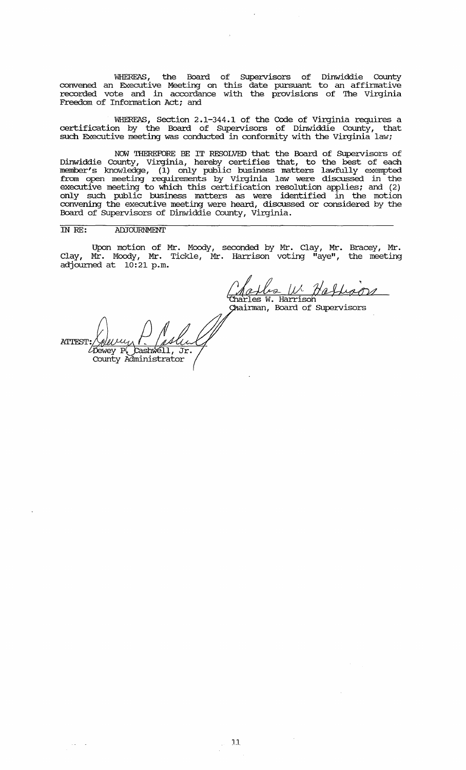WHEREAS, the Board of Supervisors of Dinwiddie County convened an Executive Meeting on this date pursuant to an affirmative recorded vote and in accordance with the provisions of The Virginia Freedom of Information Act; and

WHEREAS, Section 2.1-344.1 of the Code of Virginia requires a certification by the Board of Supervisors of Dinwiddie County, that such Executive meeting was conducted in conformity with the Virginia law;

NOW THEREFORE BE IT RESOLVED that the Board of Supervisors of Dinwiddie County, Virginia, hereby certifies that, to the best of each member's knowledge, (1) only public business matters lawfully exempted from open meeting requirements by Virginia law were discussed in the executive meeting to which this certification resolution applies; and (2) only such public business matters as were identified in the motion convening the executive meeting were heard, discussed or considered by the Board of Supervisors of Dinwiddie County, Virginia.

IN RE: ADJOURNMENT

Upon motion of Mr. Moody, seconded by Mr. Clay, Mr. Bracey, Mr. Clay, Mr. Moody, Mr. Tickle, Mr. Harrison voting "aye", the meeting adjourned at 10:21 p.m.

Charles W. Harrison
Chairman, Board of Supervisors

ATTEST: Dewey P. Cashwell, Jr.
County Administrator